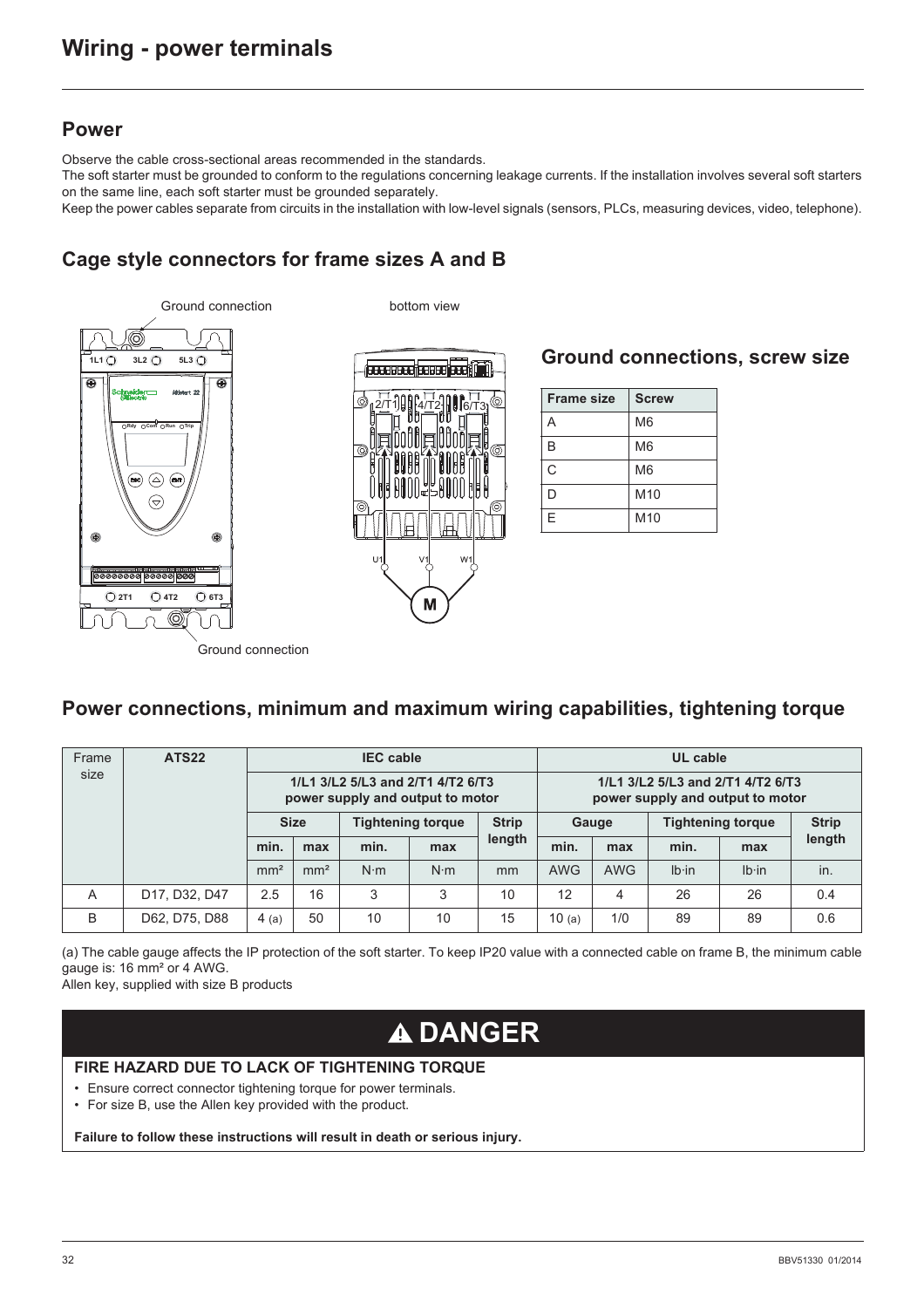# Wiring - power terminals

## Power

Observe the cable cross-sectional areas recommended in the standards.

The soft starter must be grounded to conform to the regulations concerning leakage currents. If the installation involves several soft starters on the same line, each soft starter must be grounded separately.

Keep the power cables separate from circuits in the installation with low-level signals (sensors, PLCs, measuring devices, video, telephone).

## Cage style connectors for frame sizes A and B

Ground connection

bottom view

Ground connection

## Ground connections, screw size

| Frame size | Screw |
|---|---|
| A | M6 |
| B | M6 |
| C | M6 |
| D | M10 |
| E | M10 |

## Power connections, minimum and maximum wiring capabilities, tightening torque

| Frame size | ATS22 | IEC cable | | | | | UL cable | | | | |
|---|---|---|---|---|---|---|---|---|---|---|---|
| | | 1/L1 3/L2 5/L3 and 2/T1 4/T2 6/T3 power supply and output to motor | | | | | 1/L1 3/L2 5/L3 and 2/T1 4/T2 6/T3 power supply and output to motor | | | | |
| | | Size | | Tightening torque | | Strip length | Gauge | | Tightening torque | | Strip length |
| | | min. | max | min. | max | | min. | max | min. | max | |
| | | mm² | mm² | N·m | N·m | mm | AWG | AWG | lb·in | lb·in | in. |
| A | D17, D32, D47 | 2.5 | 16 | 3 | 3 | 10 | 12 | 4 | 26 | 26 | 0.4 |
| B | D62, D75, D88 | 4 (a) | 50 | 10 | 10 | 15 | 10 (a) | 1/0 | 89 | 89 | 0.6 |

(a) The cable gauge affects the IP protection of the soft starter. To keep IP20 value with a connected cable on frame B, the minimum cable gauge is: 16 mm² or 4 AWG.

Allen key, supplied with size B products

## ⚠ DANGER

**FIRE HAZARD DUE TO LACK OF TIGHTENING TORQUE**

- Ensure correct connector tightening torque for power terminals.
- For size B, use the Allen key provided with the product.

**Failure to follow these instructions will result in death or serious injury.**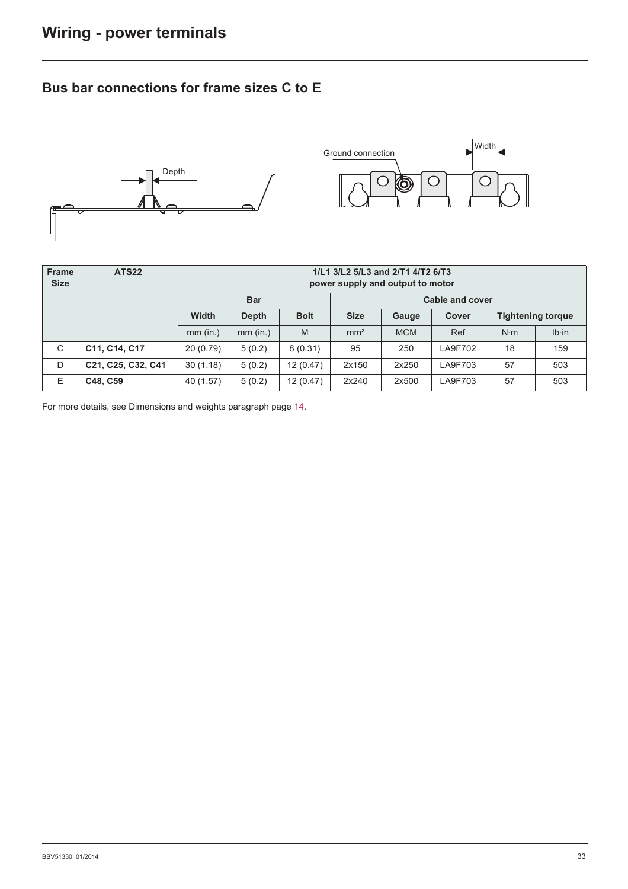# Wiring - power terminals

## Bus bar connections for frame sizes C to E

Depth

Ground connection

Width

| Frame Size | ATS22 | 1/L1 3/L2 5/L3 and 2/T1 4/T2 6/T3 power supply and output to motor | | | | | | | |
|---|---|---|---|---|---|---|---|---|---|
| | | Bar | | | Cable and cover | | | | |
| | | Width | Depth | Bolt | Size | Gauge | Cover | Tightening torque | |
| | | mm (in.) | mm (in.) | M | mm² | MCM | Ref | N·m | lb·in |
| C | **C11, C14, C17** | 20 (0.79) | 5 (0.2) | 8 (0.31) | 95 | 250 | LA9F702 | 18 | 159 |
| D | **C21, C25, C32, C41** | 30 (1.18) | 5 (0.2) | 12 (0.47) | 2x150 | 2x250 | LA9F703 | 57 | 503 |
| E | **C48, C59** | 40 (1.57) | 5 (0.2) | 12 (0.47) | 2x240 | 2x500 | LA9F703 | 57 | 503 |

For more details, see Dimensions and weights paragraph page 14.